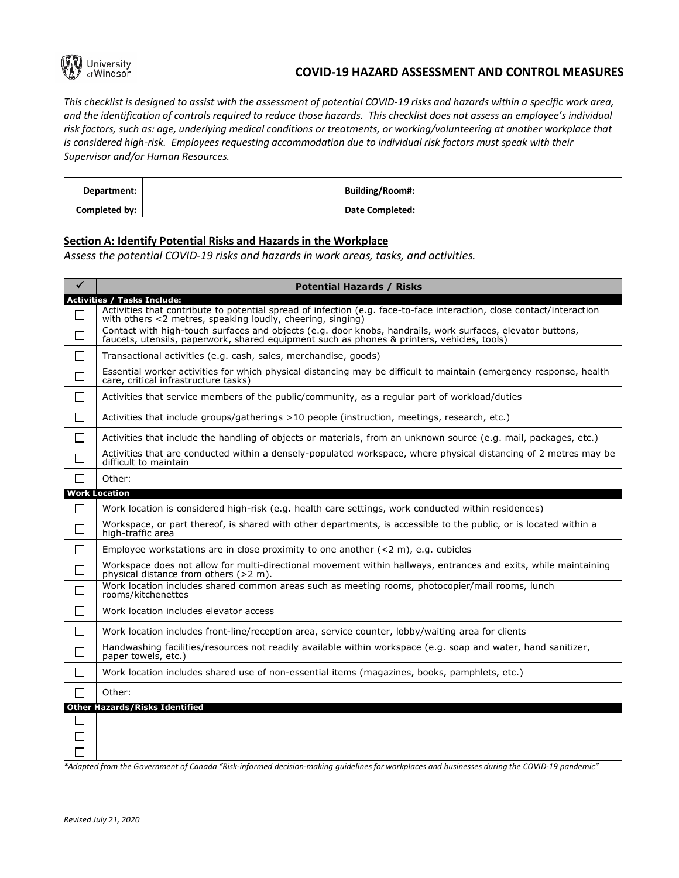# COVID-19 HAZARD ASSESSMENT AND CONTROL MEASURES

*This checklist is designed to assist with the assessment of potential COVID-19 risks and hazards within a specific work area, and the identification of controls required to reduce those hazards. This checklist does not assess an employee's individual risk factors, such as: age, underlying medical conditions or treatments, or working/volunteering at another workplace that is considered high-risk. Employees requesting accommodation due to individual risk factors must speak with their Supervisor and/or Human Resources.*

| Department: | | Building/Room#: | |
|---|---|---|---|
| Completed by: | | Date Completed: | |

## Section A: Identify Potential Risks and Hazards in the Workplace

*Assess the potential COVID-19 risks and hazards in work areas, tasks, and activities.*

| ✓ | Potential Hazards / Risks |
|---|---|
| **Activities / Tasks Include:** | |
| ☐ | Activities that contribute to potential spread of infection (e.g. face-to-face interaction, close contact/interaction with others <2 metres, speaking loudly, cheering, singing) |
| ☐ | Contact with high-touch surfaces and objects (e.g. door knobs, handrails, work surfaces, elevator buttons, faucets, utensils, paperwork, shared equipment such as phones & printers, vehicles, tools) |
| ☐ | Transactional activities (e.g. cash, sales, merchandise, goods) |
| ☐ | Essential worker activities for which physical distancing may be difficult to maintain (emergency response, health care, critical infrastructure tasks) |
| ☐ | Activities that service members of the public/community, as a regular part of workload/duties |
| ☐ | Activities that include groups/gatherings >10 people (instruction, meetings, research, etc.) |
| ☐ | Activities that include the handling of objects or materials, from an unknown source (e.g. mail, packages, etc.) |
| ☐ | Activities that are conducted within a densely-populated workspace, where physical distancing of 2 metres may be difficult to maintain |
| ☐ | Other: |
| **Work Location** | |
| ☐ | Work location is considered high-risk (e.g. health care settings, work conducted within residences) |
| ☐ | Workspace, or part thereof, is shared with other departments, is accessible to the public, or is located within a high-traffic area |
| ☐ | Employee workstations are in close proximity to one another (<2 m), e.g. cubicles |
| ☐ | Workspace does not allow for multi-directional movement within hallways, entrances and exits, while maintaining physical distance from others (>2 m). |
| ☐ | Work location includes shared common areas such as meeting rooms, photocopier/mail rooms, lunch rooms/kitchenettes |
| ☐ | Work location includes elevator access |
| ☐ | Work location includes front-line/reception area, service counter, lobby/waiting area for clients |
| ☐ | Handwashing facilities/resources not readily available within workspace (e.g. soap and water, hand sanitizer, paper towels, etc.) |
| ☐ | Work location includes shared use of non-essential items (magazines, books, pamphlets, etc.) |
| ☐ | Other: |
| **Other Hazards/Risks Identified** | |
| ☐ | |
| ☐ | |
| ☐ | |

*\*Adapted from the Government of Canada "Risk-informed decision-making guidelines for workplaces and businesses during the COVID-19 pandemic"*

*Revised July 21, 2020*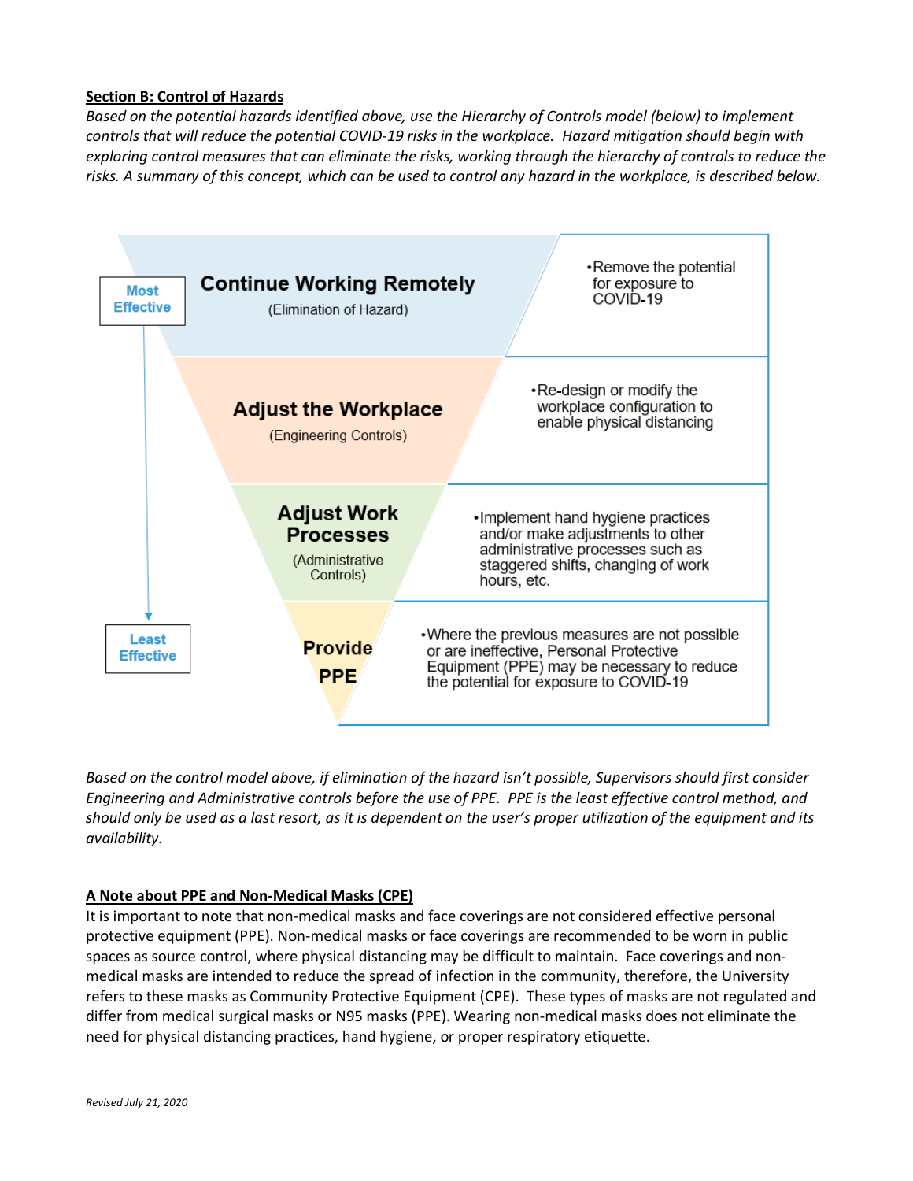**Section B: Control of Hazards**

*Based on the potential hazards identified above, use the Hierarchy of Controls model (below) to implement controls that will reduce the potential COVID-19 risks in the workplace. Hazard mitigation should begin with exploring control measures that can eliminate the risks, working through the hierarchy of controls to reduce the risks. A summary of this concept, which can be used to control any hazard in the workplace, is described below.*

| | Control | Description |
|---|---|---|
| Most Effective | **Continue Working Remotely** (Elimination of Hazard) | •Remove the potential for exposure to COVID-19 |
| | **Adjust the Workplace** (Engineering Controls) | •Re-design or modify the workplace configuration to enable physical distancing |
| | **Adjust Work Processes** (Administrative Controls) | •Implement hand hygiene practices and/or make adjustments to other administrative processes such as staggered shifts, changing of work hours, etc. |
| Least Effective | **Provide PPE** | •Where the previous measures are not possible or are ineffective, Personal Protective Equipment (PPE) may be necessary to reduce the potential for exposure to COVID-19 |

*Based on the control model above, if elimination of the hazard isn't possible, Supervisors should first consider Engineering and Administrative controls before the use of PPE. PPE is the least effective control method, and should only be used as a last resort, as it is dependent on the user's proper utilization of the equipment and its availability.*

**A Note about PPE and Non-Medical Masks (CPE)**

It is important to note that non-medical masks and face coverings are not considered effective personal protective equipment (PPE). Non-medical masks or face coverings are recommended to be worn in public spaces as source control, where physical distancing may be difficult to maintain. Face coverings and non-medical masks are intended to reduce the spread of infection in the community, therefore, the University refers to these masks as Community Protective Equipment (CPE). These types of masks are not regulated and differ from medical surgical masks or N95 masks (PPE). Wearing non-medical masks does not eliminate the need for physical distancing practices, hand hygiene, or proper respiratory etiquette.

*Revised July 21, 2020*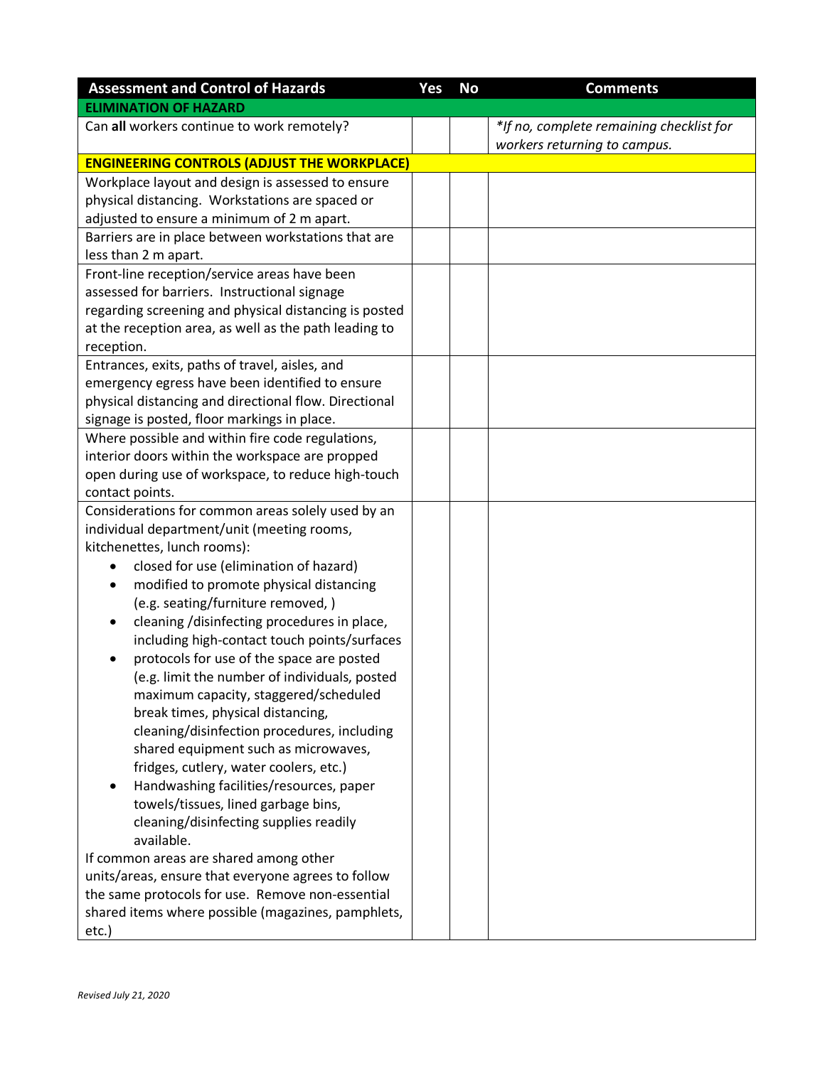| Assessment and Control of Hazards | Yes | No | Comments |
|---|---|---|---|
| **ELIMINATION OF HAZARD** | | | |
| Can **all** workers continue to work remotely? | | | *\*If no, complete remaining checklist for workers returning to campus.* |
| **ENGINEERING CONTROLS (ADJUST THE WORKPLACE)** | | | |
| Workplace layout and design is assessed to ensure physical distancing. Workstations are spaced or adjusted to ensure a minimum of 2 m apart. | | | |
| Barriers are in place between workstations that are less than 2 m apart. | | | |
| Front-line reception/service areas have been assessed for barriers. Instructional signage regarding screening and physical distancing is posted at the reception area, as well as the path leading to reception. | | | |
| Entrances, exits, paths of travel, aisles, and emergency egress have been identified to ensure physical distancing and directional flow. Directional signage is posted, floor markings in place. | | | |
| Where possible and within fire code regulations, interior doors within the workspace are propped open during use of workspace, to reduce high-touch contact points. | | | |
| Considerations for common areas solely used by an individual department/unit (meeting rooms, kitchenettes, lunch rooms):<br>• closed for use (elimination of hazard)<br>• modified to promote physical distancing (e.g. seating/furniture removed, )<br>• cleaning /disinfecting procedures in place, including high-contact touch points/surfaces<br>• protocols for use of the space are posted (e.g. limit the number of individuals, posted maximum capacity, staggered/scheduled break times, physical distancing, cleaning/disinfection procedures, including shared equipment such as microwaves, fridges, cutlery, water coolers, etc.)<br>• Handwashing facilities/resources, paper towels/tissues, lined garbage bins, cleaning/disinfecting supplies readily available.<br>If common areas are shared among other units/areas, ensure that everyone agrees to follow the same protocols for use. Remove non-essential shared items where possible (magazines, pamphlets, etc.) | | | |

*Revised July 21, 2020*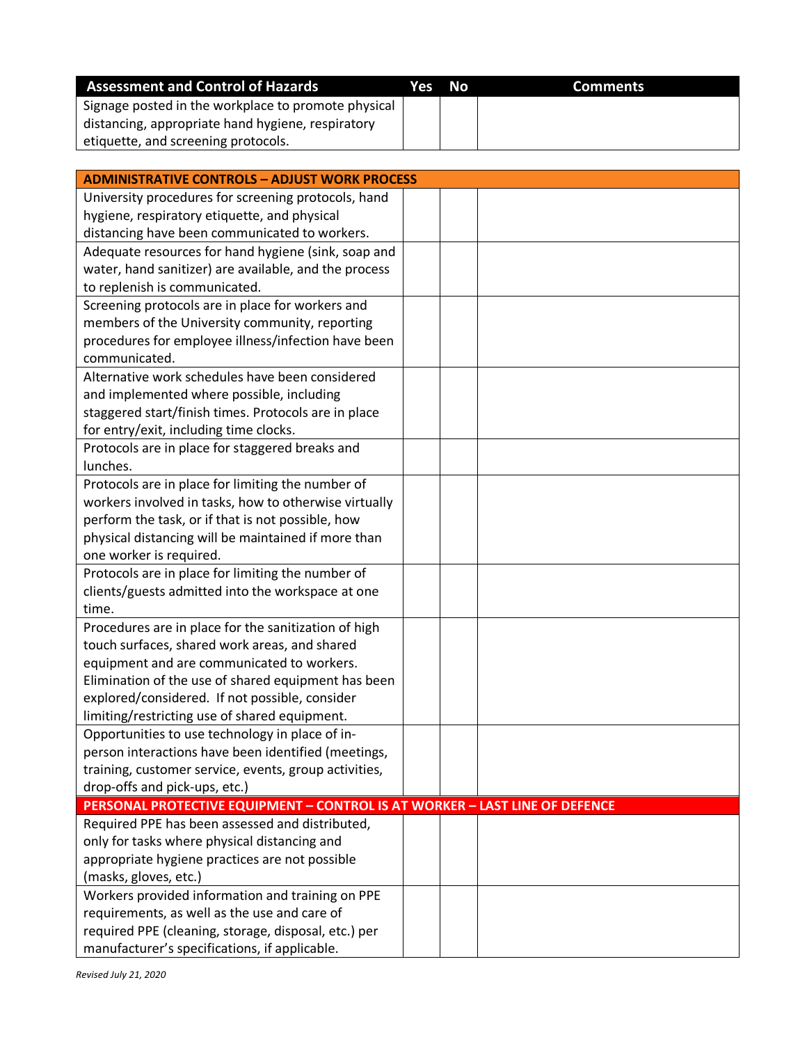| Assessment and Control of Hazards | Yes | No | Comments |
|---|---|---|---|
| Signage posted in the workplace to promote physical distancing, appropriate hand hygiene, respiratory etiquette, and screening protocols. | | | |

| ADMINISTRATIVE CONTROLS – ADJUST WORK PROCESS | | | |
|---|---|---|---|
| University procedures for screening protocols, hand hygiene, respiratory etiquette, and physical distancing have been communicated to workers. | | | |
| Adequate resources for hand hygiene (sink, soap and water, hand sanitizer) are available, and the process to replenish is communicated. | | | |
| Screening protocols are in place for workers and members of the University community, reporting procedures for employee illness/infection have been communicated. | | | |
| Alternative work schedules have been considered and implemented where possible, including staggered start/finish times. Protocols are in place for entry/exit, including time clocks. | | | |
| Protocols are in place for staggered breaks and lunches. | | | |
| Protocols are in place for limiting the number of workers involved in tasks, how to otherwise virtually perform the task, or if that is not possible, how physical distancing will be maintained if more than one worker is required. | | | |
| Protocols are in place for limiting the number of clients/guests admitted into the workspace at one time. | | | |
| Procedures are in place for the sanitization of high touch surfaces, shared work areas, and shared equipment and are communicated to workers. Elimination of the use of shared equipment has been explored/considered. If not possible, consider limiting/restricting use of shared equipment. | | | |
| Opportunities to use technology in place of in-person interactions have been identified (meetings, training, customer service, events, group activities, drop-offs and pick-ups, etc.) | | | |
| **PERSONAL PROTECTIVE EQUIPMENT – CONTROL IS AT WORKER – LAST LINE OF DEFENCE** | | | |
| Required PPE has been assessed and distributed, only for tasks where physical distancing and appropriate hygiene practices are not possible (masks, gloves, etc.) | | | |
| Workers provided information and training on PPE requirements, as well as the use and care of required PPE (cleaning, storage, disposal, etc.) per manufacturer's specifications, if applicable. | | | |

*Revised July 21, 2020*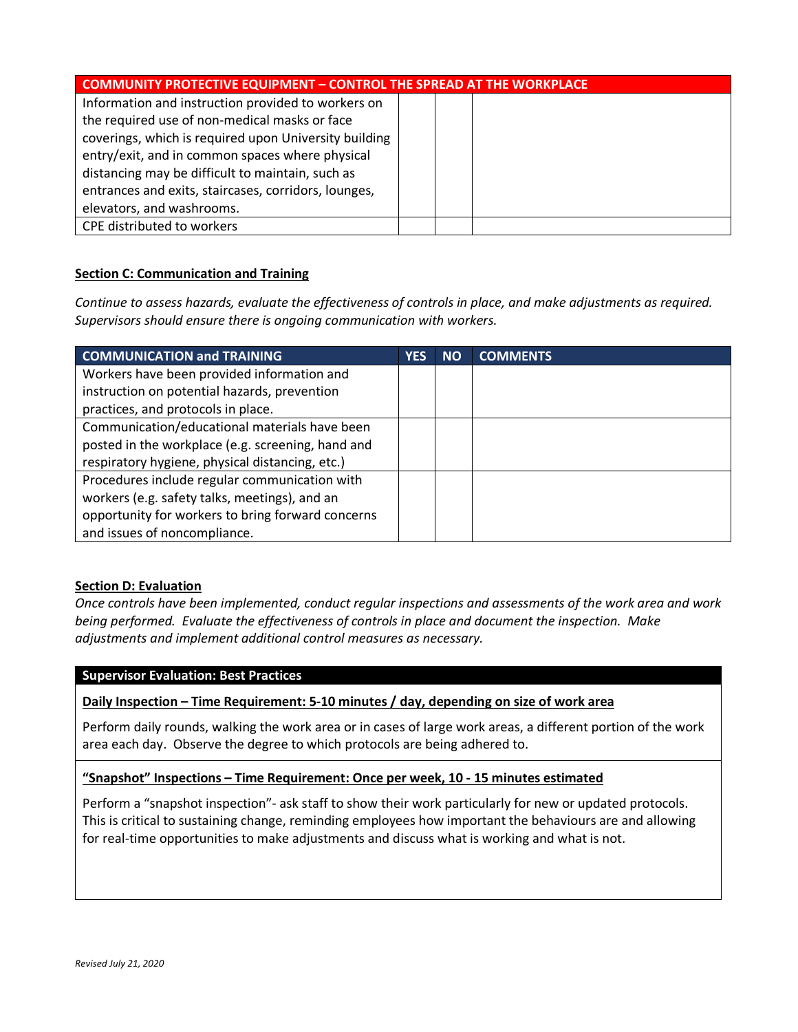| COMMUNITY PROTECTIVE EQUIPMENT – CONTROL THE SPREAD AT THE WORKPLACE | | | |
|---|---|---|---|
| Information and instruction provided to workers on the required use of non-medical masks or face coverings, which is required upon University building entry/exit, and in common spaces where physical distancing may be difficult to maintain, such as entrances and exits, staircases, corridors, lounges, elevators, and washrooms. | | | |
| CPE distributed to workers | | | |

**Section C: Communication and Training**

*Continue to assess hazards, evaluate the effectiveness of controls in place, and make adjustments as required. Supervisors should ensure there is ongoing communication with workers.*

| COMMUNICATION and TRAINING | YES | NO | COMMENTS |
|---|---|---|---|
| Workers have been provided information and instruction on potential hazards, prevention practices, and protocols in place. | | | |
| Communication/educational materials have been posted in the workplace (e.g. screening, hand and respiratory hygiene, physical distancing, etc.) | | | |
| Procedures include regular communication with workers (e.g. safety talks, meetings), and an opportunity for workers to bring forward concerns and issues of noncompliance. | | | |

**Section D: Evaluation**

*Once controls have been implemented, conduct regular inspections and assessments of the work area and work being performed. Evaluate the effectiveness of controls in place and document the inspection. Make adjustments and implement additional control measures as necessary.*

**Supervisor Evaluation: Best Practices**

**Daily Inspection – Time Requirement: 5-10 minutes / day, depending on size of work area**

Perform daily rounds, walking the work area or in cases of large work areas, a different portion of the work area each day. Observe the degree to which protocols are being adhered to.

**"Snapshot" Inspections – Time Requirement: Once per week, 10 - 15 minutes estimated**

Perform a "snapshot inspection"- ask staff to show their work particularly for new or updated protocols. This is critical to sustaining change, reminding employees how important the behaviours are and allowing for real-time opportunities to make adjustments and discuss what is working and what is not.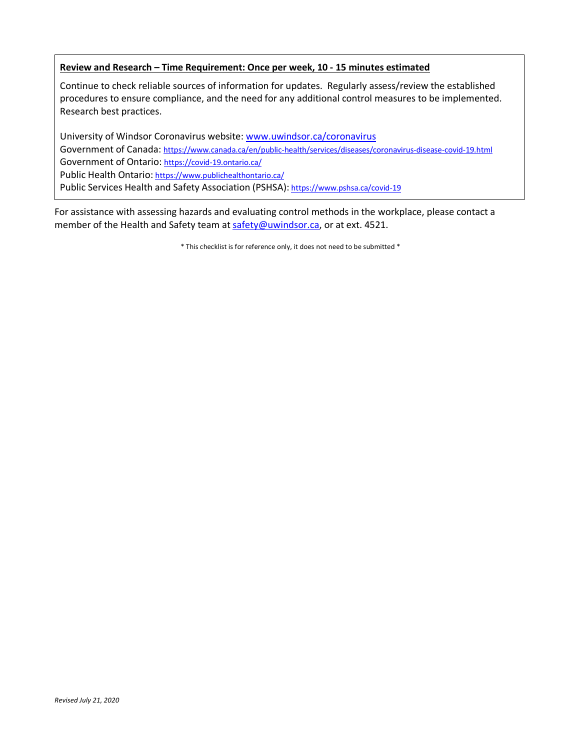**Review and Research – Time Requirement: Once per week, 10 - 15 minutes estimated**

Continue to check reliable sources of information for updates. Regularly assess/review the established procedures to ensure compliance, and the need for any additional control measures to be implemented. Research best practices.

University of Windsor Coronavirus website: www.uwindsor.ca/coronavirus
Government of Canada: https://www.canada.ca/en/public-health/services/diseases/coronavirus-disease-covid-19.html
Government of Ontario: https://covid-19.ontario.ca/
Public Health Ontario: https://www.publichealthontario.ca/
Public Services Health and Safety Association (PSHSA): https://www.pshsa.ca/covid-19

For assistance with assessing hazards and evaluating control methods in the workplace, please contact a member of the Health and Safety team at safety@uwindsor.ca, or at ext. 4521.

\* This checklist is for reference only, it does not need to be submitted \*

*Revised July 21, 2020*